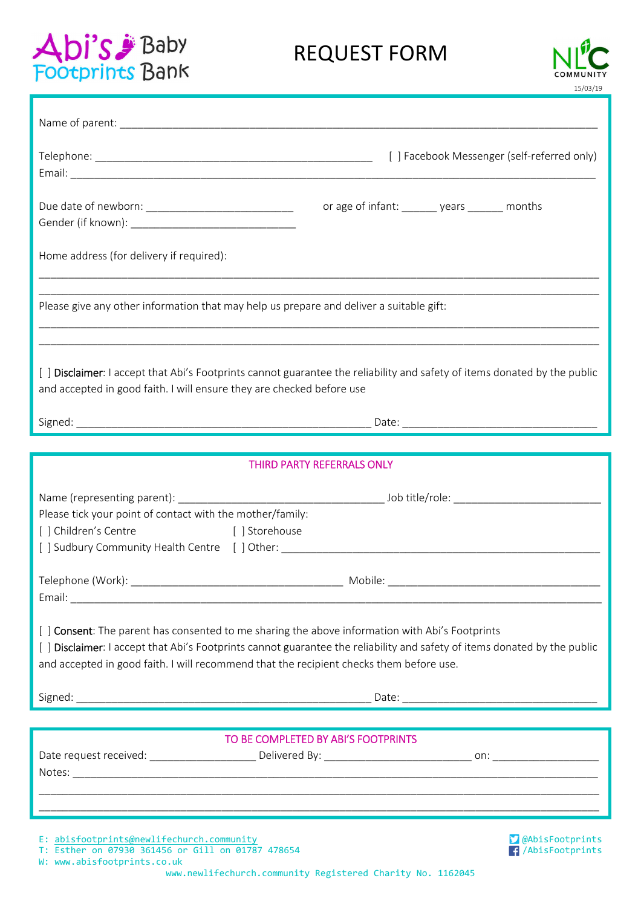Abi's Footprints Baby Bank

# REQUEST FORM

NLC COMMUNITY

15/03/19

Name of parent: ______________________________________________________________

Telephone: ______________________________________ [ ] Facebook Messenger (self-referred only)
Email: __________________________________________________________________

Due date of newborn: ____________________ or age of infant: ______ years ______ months
Gender (if known): ______________________

Home address (for delivery if required):

__________________________________________________________________

__________________________________________________________________

Please give any other information that may help us prepare and deliver a suitable gift:

__________________________________________________________________

__________________________________________________________________

[ ] **Disclaimer**: I accept that Abi's Footprints cannot guarantee the reliability and safety of items donated by the public and accepted in good faith. I will ensure they are checked before use

Signed: ______________________________________ Date: __________________________

## THIRD PARTY REFERRALS ONLY

Name (representing parent): ____________________________ Job title/role: ____________________
Please tick your point of contact with the mother/family:
[ ] Children's Centre [ ] Storehouse
[ ] Sudbury Community Health Centre [ ] Other: ______________________________________

Telephone (Work): ____________________________ Mobile: ____________________________
Email: __________________________________________________________________

[ ] **Consent**: The parent has consented to me sharing the above information with Abi's Footprints
[ ] **Disclaimer**: I accept that Abi's Footprints cannot guarantee the reliability and safety of items donated by the public and accepted in good faith. I will recommend that the recipient checks them before use.

Signed: ______________________________________ Date: __________________________

## TO BE COMPLETED BY ABI'S FOOTPRINTS

Date request received: ______________ Delivered By: ____________________ on: ______________
Notes: __________________________________________________________________

__________________________________________________________________

__________________________________________________________________

E: abisfootprints@newlifechurch.community
T: Esther on 07930 361456 or Gill on 01787 478654
W: www.abisfootprints.co.uk

@AbisFootprints
/AbisFootprints

www.newlifechurch.community Registered Charity No. 1162045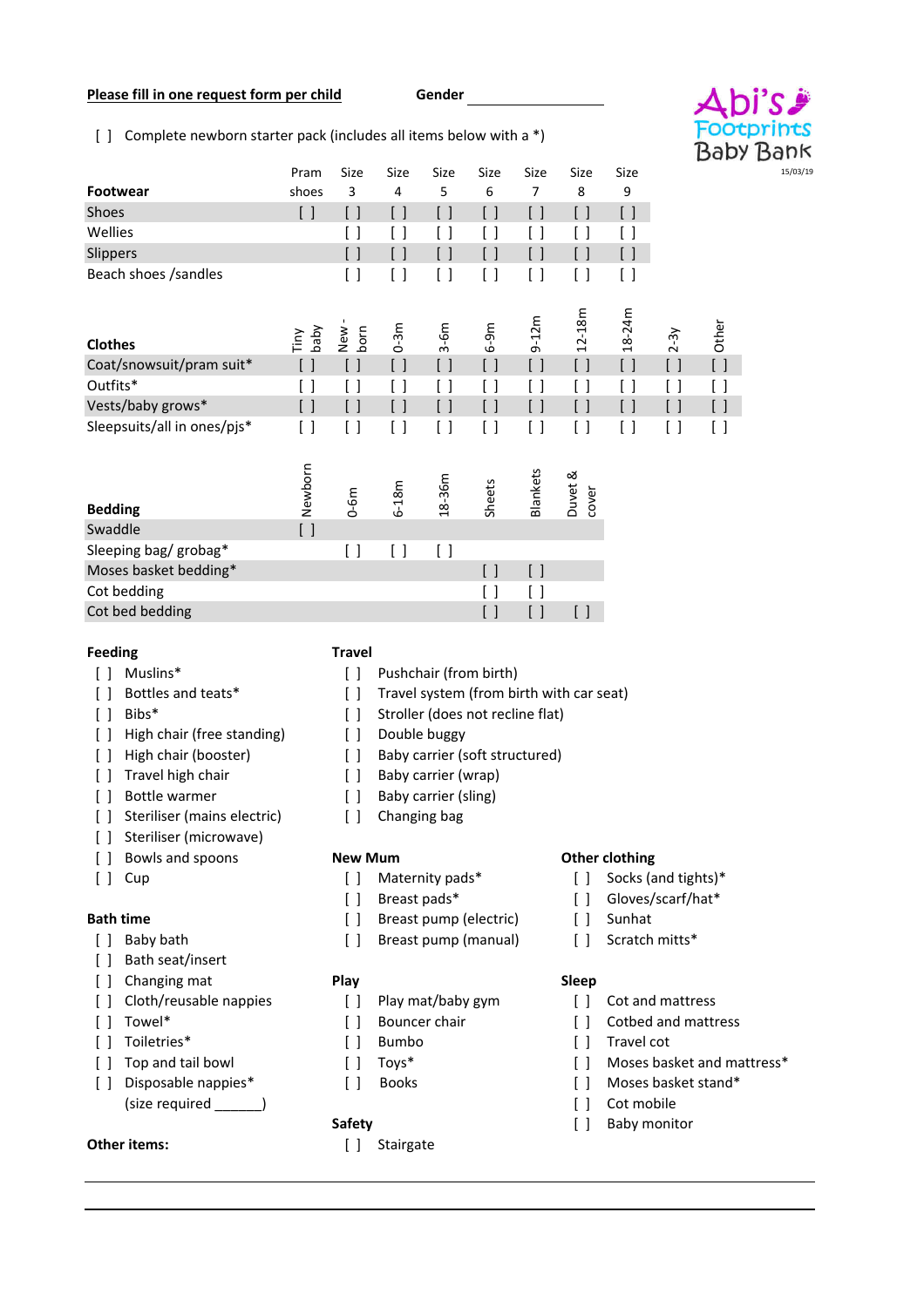**Please fill in one request form per child** **Gender** ____________

Abi's Footprints Baby Bank 15/03/19

[ ] Complete newborn starter pack (includes all items below with a *)

| Footwear | Pram shoes | Size 3 | Size 4 | Size 5 | Size 6 | Size 7 | Size 8 | Size 9 |
|---|---|---|---|---|---|---|---|---|
| Shoes | [ ] | [ ] | [ ] | [ ] | [ ] | [ ] | [ ] | [ ] |
| Wellies | | [ ] | [ ] | [ ] | [ ] | [ ] | [ ] | [ ] |
| Slippers | | [ ] | [ ] | [ ] | [ ] | [ ] | [ ] | [ ] |
| Beach shoes /sandles | | [ ] | [ ] | [ ] | [ ] | [ ] | [ ] | [ ] |

| Clothes | Tiny baby | New - born | 0-3m | 3-6m | 6-9m | 9-12m | 12-18m | 18-24m | 2-3y | Other |
|---|---|---|---|---|---|---|---|---|---|---|
| Coat/snowsuit/pram suit* | [ ] | [ ] | [ ] | [ ] | [ ] | [ ] | [ ] | [ ] | [ ] | [ ] |
| Outfits* | [ ] | [ ] | [ ] | [ ] | [ ] | [ ] | [ ] | [ ] | [ ] | [ ] |
| Vests/baby grows* | [ ] | [ ] | [ ] | [ ] | [ ] | [ ] | [ ] | [ ] | [ ] | [ ] |
| Sleepsuits/all in ones/pjs* | [ ] | [ ] | [ ] | [ ] | [ ] | [ ] | [ ] | [ ] | [ ] | [ ] |

| Bedding | Newborn | 0-6m | 6-18m | 18-36m | Sheets | Blankets | Duvet & cover |
|---|---|---|---|---|---|---|---|
| Swaddle | [ ] | | | | | | |
| Sleeping bag/ grobag* | | [ ] | [ ] | [ ] | | | |
| Moses basket bedding* | | | | | [ ] | [ ] | |
| Cot bedding | | | | | [ ] | [ ] | |
| Cot bed bedding | | | | | [ ] | [ ] | [ ] |

**Feeding**

[ ] Muslins*
[ ] Bottles and teats*
[ ] Bibs*
[ ] High chair (free standing)
[ ] High chair (booster)
[ ] Travel high chair
[ ] Bottle warmer
[ ] Steriliser (mains electric)
[ ] Steriliser (microwave)
[ ] Bowls and spoons
[ ] Cup

**Bath time**

[ ] Baby bath
[ ] Bath seat/insert
[ ] Changing mat
[ ] Cloth/reusable nappies
[ ] Towel*
[ ] Toiletries*
[ ] Top and tail bowl
[ ] Disposable nappies* (size required ______)

**Travel**

[ ] Pushchair (from birth)
[ ] Travel system (from birth with car seat)
[ ] Stroller (does not recline flat)
[ ] Double buggy
[ ] Baby carrier (soft structured)
[ ] Baby carrier (wrap)
[ ] Baby carrier (sling)
[ ] Changing bag

**New Mum**

[ ] Maternity pads*
[ ] Breast pads*
[ ] Breast pump (electric)
[ ] Breast pump (manual)

**Play**

[ ] Play mat/baby gym
[ ] Bouncer chair
[ ] Bumbo
[ ] Toys*
[ ] Books

**Safety**

[ ] Stairgate

**Other clothing**

[ ] Socks (and tights)*
[ ] Gloves/scarf/hat*
[ ] Sunhat
[ ] Scratch mitts*

**Sleep**

[ ] Cot and mattress
[ ] Cotbed and mattress
[ ] Travel cot
[ ] Moses basket and mattress*
[ ] Moses basket stand*
[ ] Cot mobile
[ ] Baby monitor

**Other items:**

______________________________________________

______________________________________________